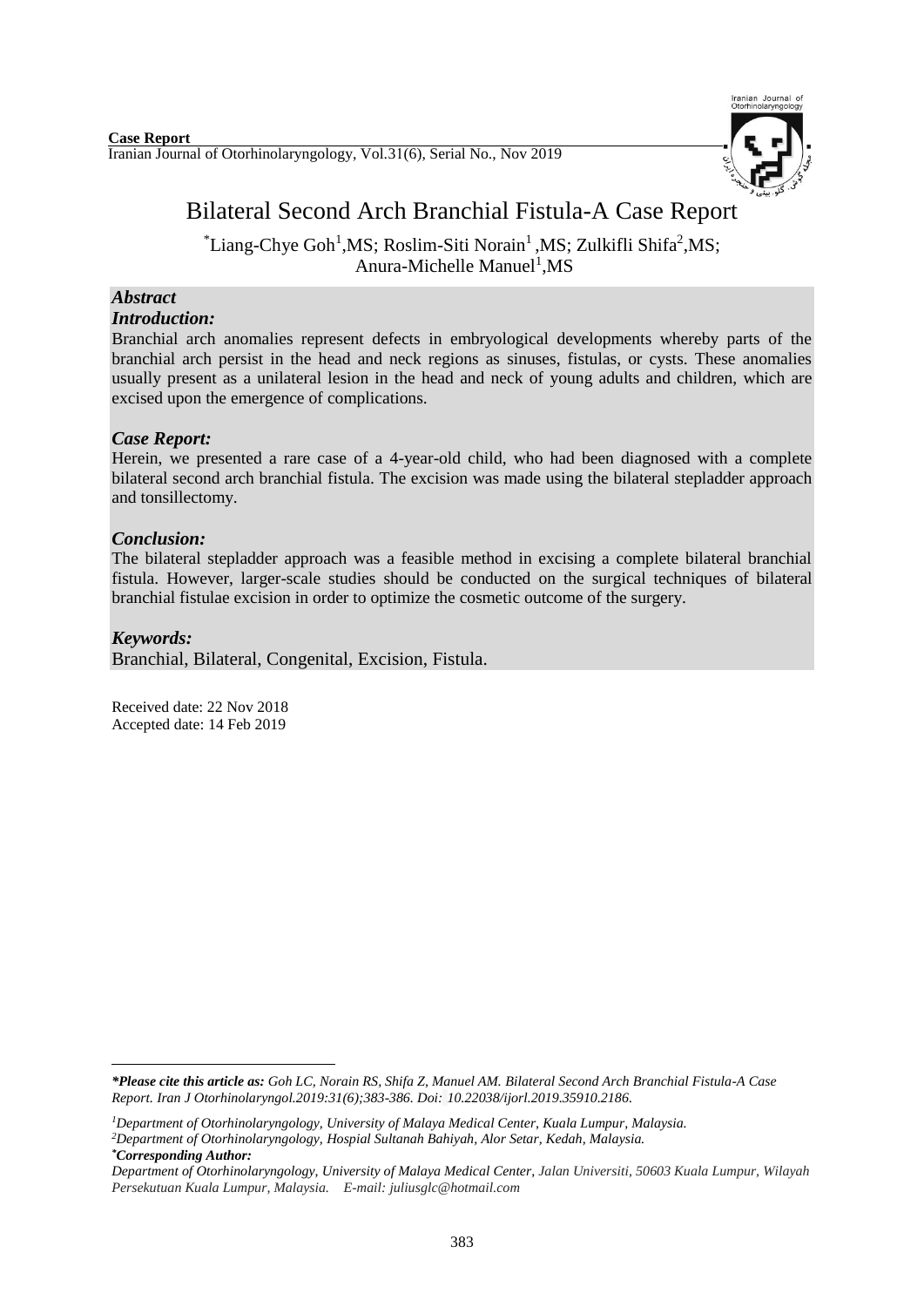**Case Report**

# Bilateral Second Arch Branchial Fistula-A Case Report

*Liang-Chye Goh[1],MS; Roslim-Siti Norain[1],MS; Zulkifli Shifa[2],MS; Anura-Michelle Manuel[1],MS

## *Abstract*

### *Introduction:*

Branchial arch anomalies represent defects in embryological developments whereby parts of the branchial arch persist in the head and neck regions as sinuses, fistulas, or cysts. These anomalies usually present as a unilateral lesion in the head and neck of young adults and children, which are excised upon the emergence of complications.

### *Case Report:*

Herein, we presented a rare case of a 4-year-old child, who had been diagnosed with a complete bilateral second arch branchial fistula. The excision was made using the bilateral stepladder approach and tonsillectomy.

### *Conclusion:*

The bilateral stepladder approach was a feasible method in excising a complete bilateral branchial fistula. However, larger-scale studies should be conducted on the surgical techniques of bilateral branchial fistulae excision in order to optimize the cosmetic outcome of the surgery.

### *Keywords:*

Branchial, Bilateral, Congenital, Excision, Fistula.

Received date: 22 Nov 2018
Accepted date: 14 Feb 2019

---

***Please cite this article as:** *Goh LC, Norain RS, Shifa Z, Manuel AM. Bilateral Second Arch Branchial Fistula-A Case Report. Iran J Otorhinolaryngol.2019:31(6);383-386. Doi: 10.22038/ijorl.2019.35910.2186.*

[1]*Department of Otorhinolaryngology, University of Malaya Medical Center, Kuala Lumpur, Malaysia.*
[2]*Department of Otorhinolaryngology, Hospial Sultanah Bahiyah, Alor Setar, Kedah, Malaysia.*
***Corresponding Author:***
*Department of Otorhinolaryngology, University of Malaya Medical Center, Jalan Universiti, 50603 Kuala Lumpur, Wilayah Persekutuan Kuala Lumpur, Malaysia. E-mail: juliusglc@hotmail.com*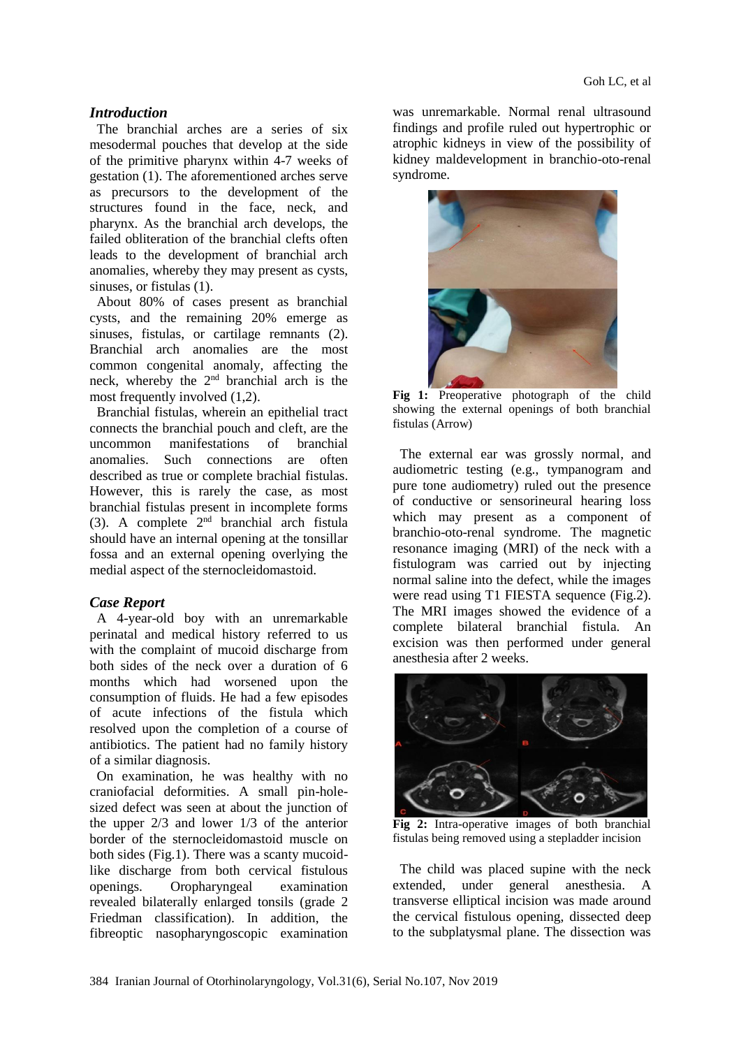## *Introduction*

The branchial arches are a series of six mesodermal pouches that develop at the side of the primitive pharynx within 4-7 weeks of gestation (1). The aforementioned arches serve as precursors to the development of the structures found in the face, neck, and pharynx. As the branchial arch develops, the failed obliteration of the branchial clefts often leads to the development of branchial arch anomalies, whereby they may present as cysts, sinuses, or fistulas (1).

About 80% of cases present as branchial cysts, and the remaining 20% emerge as sinuses, fistulas, or cartilage remnants (2). Branchial arch anomalies are the most common congenital anomaly, affecting the neck, whereby the 2nd branchial arch is the most frequently involved (1,2).

Branchial fistulas, wherein an epithelial tract connects the branchial pouch and cleft, are the uncommon manifestations of branchial anomalies. Such connections are often described as true or complete brachial fistulas. However, this is rarely the case, as most branchial fistulas present in incomplete forms (3). A complete 2nd branchial arch fistula should have an internal opening at the tonsillar fossa and an external opening overlying the medial aspect of the sternocleidomastoid.

## *Case Report*

A 4-year-old boy with an unremarkable perinatal and medical history referred to us with the complaint of mucoid discharge from both sides of the neck over a duration of 6 months which had worsened upon the consumption of fluids. He had a few episodes of acute infections of the fistula which resolved upon the completion of a course of antibiotics. The patient had no family history of a similar diagnosis.

On examination, he was healthy with no craniofacial deformities. A small pin-hole-sized defect was seen at about the junction of the upper 2/3 and lower 1/3 of the anterior border of the sternocleidomastoid muscle on both sides (Fig.1). There was a scanty mucoid-like discharge from both cervical fistulous openings. Oropharyngeal examination revealed bilaterally enlarged tonsils (grade 2 Friedman classification). In addition, the fibreoptic nasopharyngoscopic examination was unremarkable. Normal renal ultrasound findings and profile ruled out hypertrophic or atrophic kidneys in view of the possibility of kidney maldevelopment in branchio-oto-renal syndrome.

**Fig 1:** Preoperative photograph of the child showing the external openings of both branchial fistulas (Arrow)

The external ear was grossly normal, and audiometric testing (e.g., tympanogram and pure tone audiometry) ruled out the presence of conductive or sensorineural hearing loss which may present as a component of branchio-oto-renal syndrome. The magnetic resonance imaging (MRI) of the neck with a fistulogram was carried out by injecting normal saline into the defect, while the images were read using T1 FIESTA sequence (Fig.2). The MRI images showed the evidence of a complete bilateral branchial fistula. An excision was then performed under general anesthesia after 2 weeks.

**Fig 2:** Intra-operative images of both branchial fistulas being removed using a stepladder incision

The child was placed supine with the neck extended, under general anesthesia. A transverse elliptical incision was made around the cervical fistulous opening, dissected deep to the subplatysmal plane. The dissection was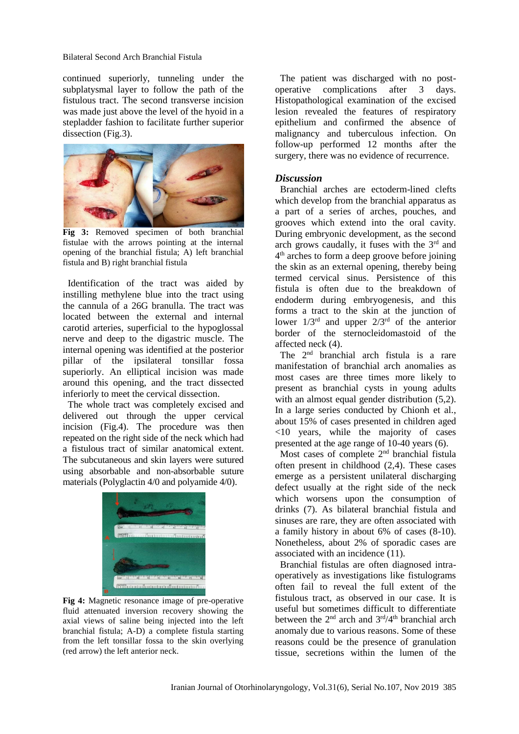continued superiorly, tunneling under the subplatysmal layer to follow the path of the fistulous tract. The second transverse incision was made just above the level of the hyoid in a stepladder fashion to facilitate further superior dissection (Fig.3).

**Fig 3:** Removed specimen of both branchial fistulae with the arrows pointing at the internal opening of the branchial fistula; A) left branchial fistula and B) right branchial fistula

Identification of the tract was aided by instilling methylene blue into the tract using the cannula of a 26G branulla. The tract was located between the external and internal carotid arteries, superficial to the hypoglossal nerve and deep to the digastric muscle. The internal opening was identified at the posterior pillar of the ipsilateral tonsillar fossa superiorly. An elliptical incision was made around this opening, and the tract dissected inferiorly to meet the cervical dissection.

The whole tract was completely excised and delivered out through the upper cervical incision (Fig.4). The procedure was then repeated on the right side of the neck which had a fistulous tract of similar anatomical extent. The subcutaneous and skin layers were sutured using absorbable and non-absorbable suture materials (Polyglactin 4/0 and polyamide 4/0).

**Fig 4:** Magnetic resonance image of pre-operative fluid attenuated inversion recovery showing the axial views of saline being injected into the left branchial fistula; A-D) a complete fistula starting from the left tonsillar fossa to the skin overlying (red arrow) the left anterior neck.

The patient was discharged with no post-operative complications after 3 days. Histopathological examination of the excised lesion revealed the features of respiratory epithelium and confirmed the absence of malignancy and tuberculous infection. On follow-up performed 12 months after the surgery, there was no evidence of recurrence.

### *Discussion*

Branchial arches are ectoderm-lined clefts which develop from the branchial apparatus as a part of a series of arches, pouches, and grooves which extend into the oral cavity. During embryonic development, as the second arch grows caudally, it fuses with the 3rd and 4th arches to form a deep groove before joining the skin as an external opening, thereby being termed cervical sinus. Persistence of this fistula is often due to the breakdown of endoderm during embryogenesis, and this forms a tract to the skin at the junction of lower 1/3rd and upper 2/3rd of the anterior border of the sternocleidomastoid of the affected neck (4).

The 2nd branchial arch fistula is a rare manifestation of branchial arch anomalies as most cases are three times more likely to present as branchial cysts in young adults with an almost equal gender distribution (5,2). In a large series conducted by Chionh et al., about 15% of cases presented in children aged <10 years, while the majority of cases presented at the age range of 10-40 years (6).

Most cases of complete 2nd branchial fistula often present in childhood (2,4). These cases emerge as a persistent unilateral discharging defect usually at the right side of the neck which worsens upon the consumption of drinks (7). As bilateral branchial fistula and sinuses are rare, they are often associated with a family history in about 6% of cases (8-10). Nonetheless, about 2% of sporadic cases are associated with an incidence (11).

Branchial fistulas are often diagnosed intra-operatively as investigations like fistulograms often fail to reveal the full extent of the fistulous tract, as observed in our case. It is useful but sometimes difficult to differentiate between the 2nd arch and 3rd/4th branchial arch anomaly due to various reasons. Some of these reasons could be the presence of granulation tissue, secretions within the lumen of the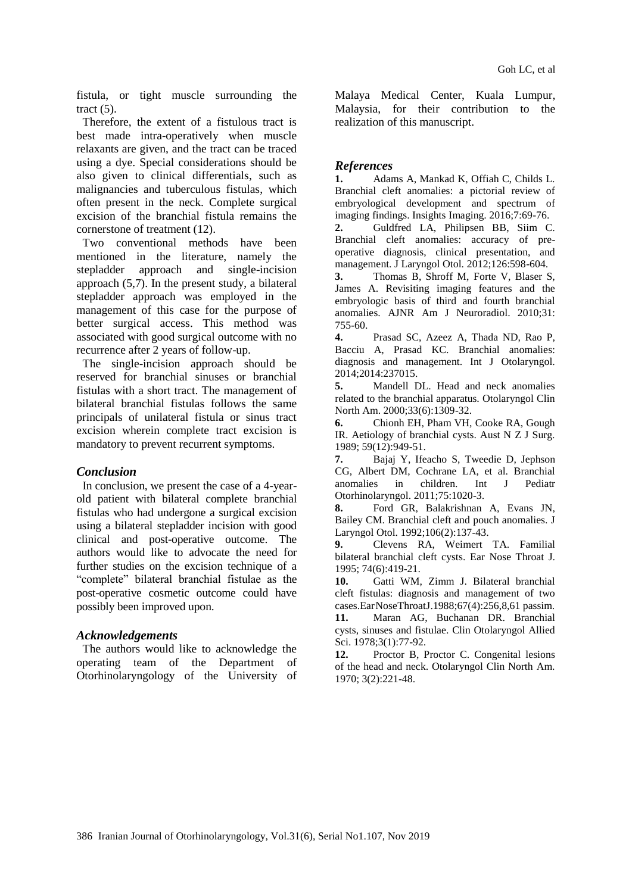fistula, or tight muscle surrounding the tract (5).

Therefore, the extent of a fistulous tract is best made intra-operatively when muscle relaxants are given, and the tract can be traced using a dye. Special considerations should be also given to clinical differentials, such as malignancies and tuberculous fistulas, which often present in the neck. Complete surgical excision of the branchial fistula remains the cornerstone of treatment (12).

Two conventional methods have been mentioned in the literature, namely the stepladder approach and single-incision approach (5,7). In the present study, a bilateral stepladder approach was employed in the management of this case for the purpose of better surgical access. This method was associated with good surgical outcome with no recurrence after 2 years of follow-up.

The single-incision approach should be reserved for branchial sinuses or branchial fistulas with a short tract. The management of bilateral branchial fistulas follows the same principals of unilateral fistula or sinus tract excision wherein complete tract excision is mandatory to prevent recurrent symptoms.

## *Conclusion*

In conclusion, we present the case of a 4-year-old patient with bilateral complete branchial fistulas who had undergone a surgical excision using a bilateral stepladder incision with good clinical and post-operative outcome. The authors would like to advocate the need for further studies on the excision technique of a "complete" bilateral branchial fistulae as the post-operative cosmetic outcome could have possibly been improved upon.

## *Acknowledgements*

The authors would like to acknowledge the operating team of the Department of Otorhinolaryngology of the University of Malaya Medical Center, Kuala Lumpur, Malaysia, for their contribution to the realization of this manuscript.

## *References*

**1.** Adams A, Mankad K, Offiah C, Childs L. Branchial cleft anomalies: a pictorial review of embryological development and spectrum of imaging findings. Insights Imaging. 2016;7:69-76.

**2.** Guldfred LA, Philipsen BB, Siim C. Branchial cleft anomalies: accuracy of pre-operative diagnosis, clinical presentation, and management. J Laryngol Otol. 2012;126:598-604.

**3.** Thomas B, Shroff M, Forte V, Blaser S, James A. Revisiting imaging features and the embryologic basis of third and fourth branchial anomalies. AJNR Am J Neuroradiol. 2010;31: 755-60.

**4.** Prasad SC, Azeez A, Thada ND, Rao P, Bacciu A, Prasad KC. Branchial anomalies: diagnosis and management. Int J Otolaryngol. 2014;2014:237015.

**5.** Mandell DL. Head and neck anomalies related to the branchial apparatus. Otolaryngol Clin North Am. 2000;33(6):1309-32.

**6.** Chionh EH, Pham VH, Cooke RA, Gough IR. Aetiology of branchial cysts. Aust N Z J Surg. 1989; 59(12):949-51.

**7.** Bajaj Y, Ifeacho S, Tweedie D, Jephson CG, Albert DM, Cochrane LA, et al. Branchial anomalies in children. Int J Pediatr Otorhinolaryngol. 2011;75:1020-3.

**8.** Ford GR, Balakrishnan A, Evans JN, Bailey CM. Branchial cleft and pouch anomalies. J Laryngol Otol. 1992;106(2):137-43.

**9.** Clevens RA, Weimert TA. Familial bilateral branchial cleft cysts. Ear Nose Throat J. 1995; 74(6):419-21.

**10.** Gatti WM, Zimm J. Bilateral branchial cleft fistulas: diagnosis and management of two cases.EarNoseThroatJ.1988;67(4):256,8,61 passim.

**11.** Maran AG, Buchanan DR. Branchial cysts, sinuses and fistulae. Clin Otolaryngol Allied Sci. 1978;3(1):77-92.

**12.** Proctor B, Proctor C. Congenital lesions of the head and neck. Otolaryngol Clin North Am. 1970; 3(2):221-48.